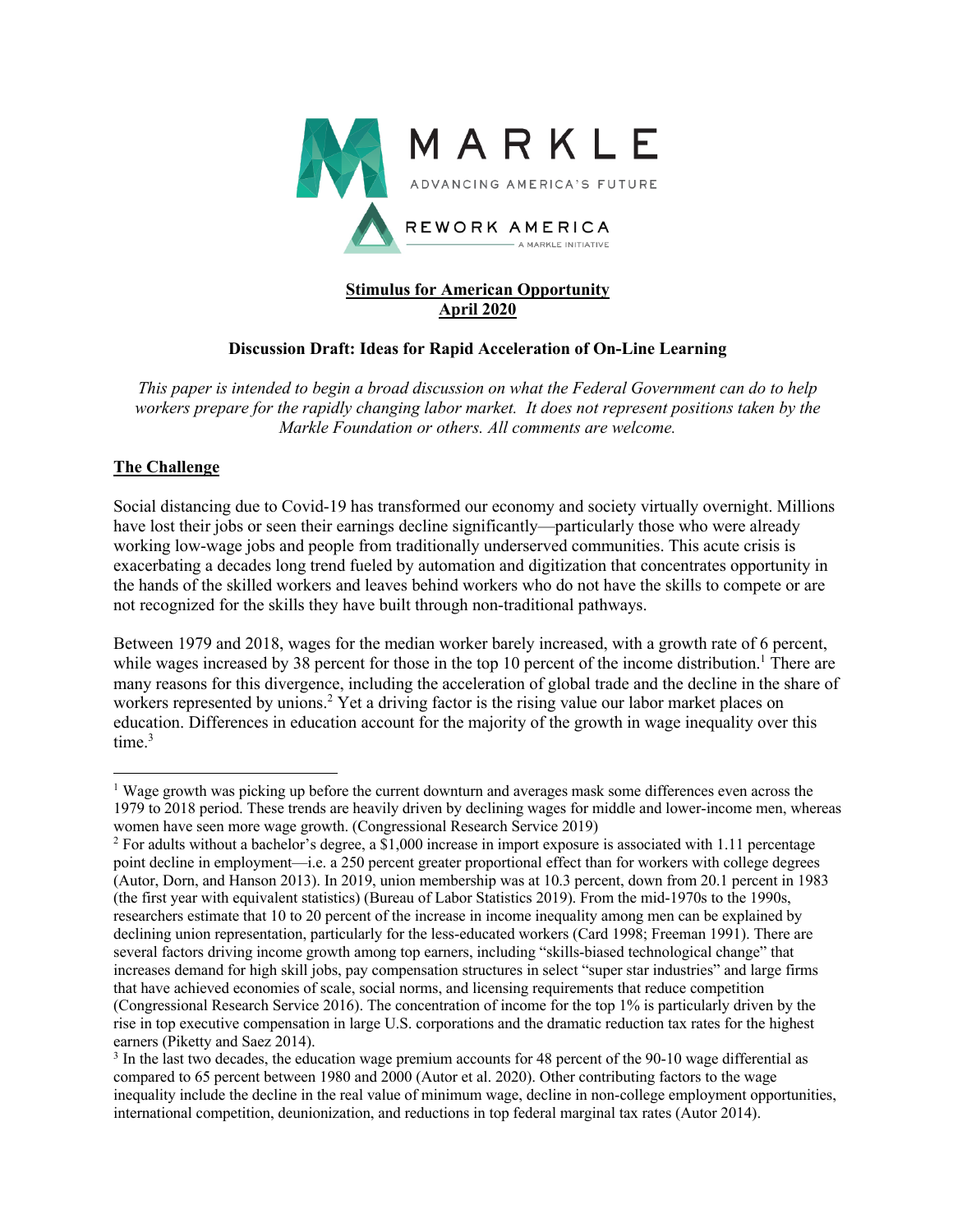MARKLE

ADVANCING AMERICA'S FUTURE

REWORK AMERICA

A MARKLE INITIATIVE

**Stimulus for American Opportunity**
**April 2020**

**Discussion Draft: Ideas for Rapid Acceleration of On-Line Learning**

*This paper is intended to begin a broad discussion on what the Federal Government can do to help workers prepare for the rapidly changing labor market. It does not represent positions taken by the Markle Foundation or others. All comments are welcome.*

## The Challenge

Social distancing due to Covid-19 has transformed our economy and society virtually overnight. Millions have lost their jobs or seen their earnings decline significantly—particularly those who were already working low-wage jobs and people from traditionally underserved communities. This acute crisis is exacerbating a decades long trend fueled by automation and digitization that concentrates opportunity in the hands of the skilled workers and leaves behind workers who do not have the skills to compete or are not recognized for the skills they have built through non-traditional pathways.

Between 1979 and 2018, wages for the median worker barely increased, with a growth rate of 6 percent, while wages increased by 38 percent for those in the top 10 percent of the income distribution.[1] There are many reasons for this divergence, including the acceleration of global trade and the decline in the share of workers represented by unions.[2] Yet a driving factor is the rising value our labor market places on education. Differences in education account for the majority of the growth in wage inequality over this time.[3]

---

[1] Wage growth was picking up before the current downturn and averages mask some differences even across the 1979 to 2018 period. These trends are heavily driven by declining wages for middle and lower-income men, whereas women have seen more wage growth. (Congressional Research Service 2019)

[2] For adults without a bachelor's degree, a $1,000 increase in import exposure is associated with 1.11 percentage point decline in employment—i.e. a 250 percent greater proportional effect than for workers with college degrees (Autor, Dorn, and Hanson 2013). In 2019, union membership was at 10.3 percent, down from 20.1 percent in 1983 (the first year with equivalent statistics) (Bureau of Labor Statistics 2019). From the mid-1970s to the 1990s, researchers estimate that 10 to 20 percent of the increase in income inequality among men can be explained by declining union representation, particularly for the less-educated workers (Card 1998; Freeman 1991). There are several factors driving income growth among top earners, including "skills-biased technological change" that increases demand for high skill jobs, pay compensation structures in select "super star industries" and large firms that have achieved economies of scale, social norms, and licensing requirements that reduce competition (Congressional Research Service 2016). The concentration of income for the top 1% is particularly driven by the rise in top executive compensation in large U.S. corporations and the dramatic reduction tax rates for the highest earners (Piketty and Saez 2014).

[3] In the last two decades, the education wage premium accounts for 48 percent of the 90-10 wage differential as compared to 65 percent between 1980 and 2000 (Autor et al. 2020). Other contributing factors to the wage inequality include the decline in the real value of minimum wage, decline in non-college employment opportunities, international competition, deunionization, and reductions in top federal marginal tax rates (Autor 2014).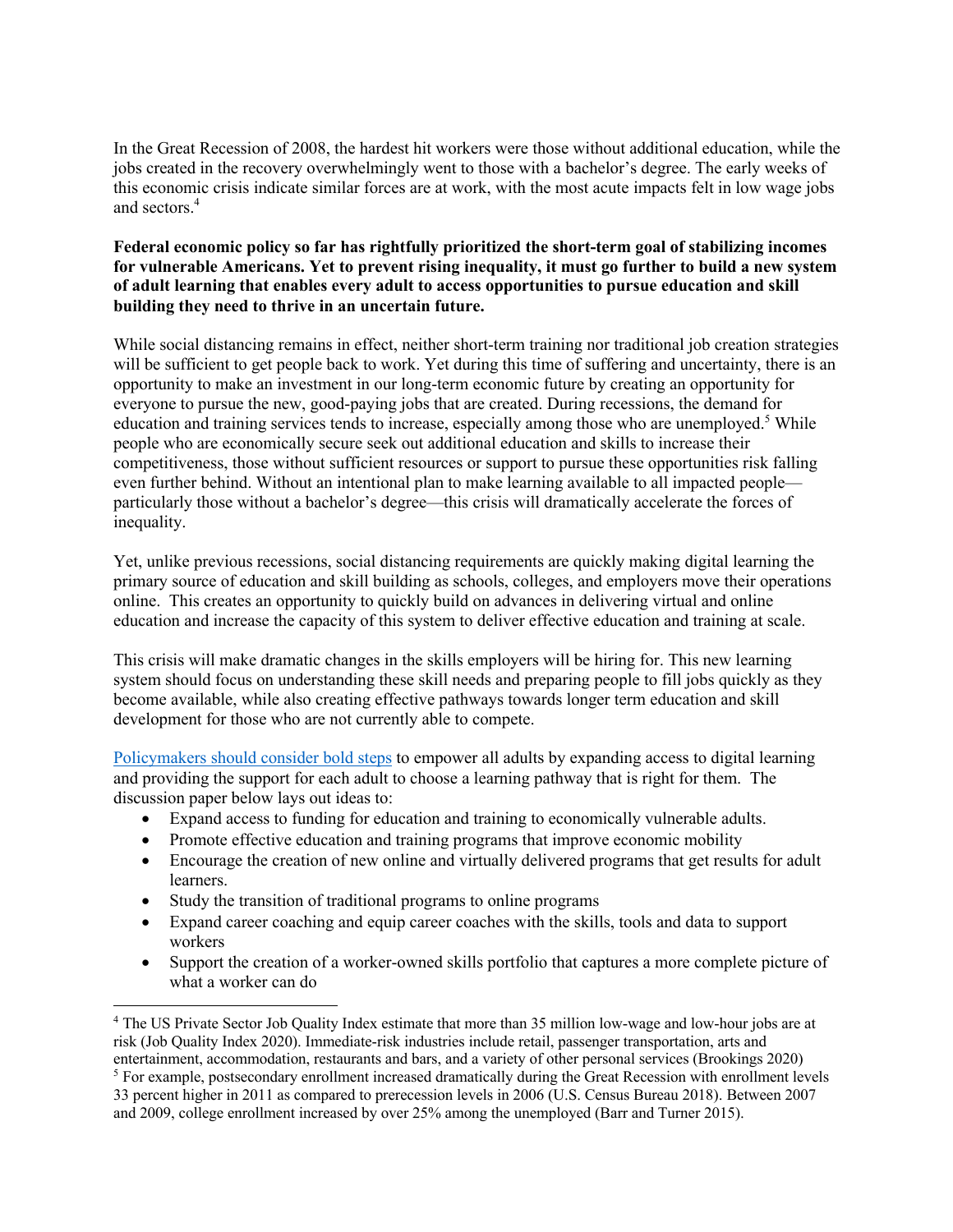In the Great Recession of 2008, the hardest hit workers were those without additional education, while the jobs created in the recovery overwhelmingly went to those with a bachelor's degree. The early weeks of this economic crisis indicate similar forces are at work, with the most acute impacts felt in low wage jobs and sectors.[4]

**Federal economic policy so far has rightfully prioritized the short-term goal of stabilizing incomes for vulnerable Americans. Yet to prevent rising inequality, it must go further to build a new system of adult learning that enables every adult to access opportunities to pursue education and skill building they need to thrive in an uncertain future.**

While social distancing remains in effect, neither short-term training nor traditional job creation strategies will be sufficient to get people back to work. Yet during this time of suffering and uncertainty, there is an opportunity to make an investment in our long-term economic future by creating an opportunity for everyone to pursue the new, good-paying jobs that are created. During recessions, the demand for education and training services tends to increase, especially among those who are unemployed.[5] While people who are economically secure seek out additional education and skills to increase their competitiveness, those without sufficient resources or support to pursue these opportunities risk falling even further behind. Without an intentional plan to make learning available to all impacted people—particularly those without a bachelor's degree—this crisis will dramatically accelerate the forces of inequality.

Yet, unlike previous recessions, social distancing requirements are quickly making digital learning the primary source of education and skill building as schools, colleges, and employers move their operations online. This creates an opportunity to quickly build on advances in delivering virtual and online education and increase the capacity of this system to deliver effective education and training at scale.

This crisis will make dramatic changes in the skills employers will be hiring for. This new learning system should focus on understanding these skill needs and preparing people to fill jobs quickly as they become available, while also creating effective pathways towards longer term education and skill development for those who are not currently able to compete.

Policymakers should consider bold steps to empower all adults by expanding access to digital learning and providing the support for each adult to choose a learning pathway that is right for them. The discussion paper below lays out ideas to:

- Expand access to funding for education and training to economically vulnerable adults.
- Promote effective education and training programs that improve economic mobility
- Encourage the creation of new online and virtually delivered programs that get results for adult learners.
- Study the transition of traditional programs to online programs
- Expand career coaching and equip career coaches with the skills, tools and data to support workers
- Support the creation of a worker-owned skills portfolio that captures a more complete picture of what a worker can do

---

[4] The US Private Sector Job Quality Index estimate that more than 35 million low-wage and low-hour jobs are at risk (Job Quality Index 2020). Immediate-risk industries include retail, passenger transportation, arts and entertainment, accommodation, restaurants and bars, and a variety of other personal services (Brookings 2020)

[5] For example, postsecondary enrollment increased dramatically during the Great Recession with enrollment levels 33 percent higher in 2011 as compared to prerecession levels in 2006 (U.S. Census Bureau 2018). Between 2007 and 2009, college enrollment increased by over 25% among the unemployed (Barr and Turner 2015).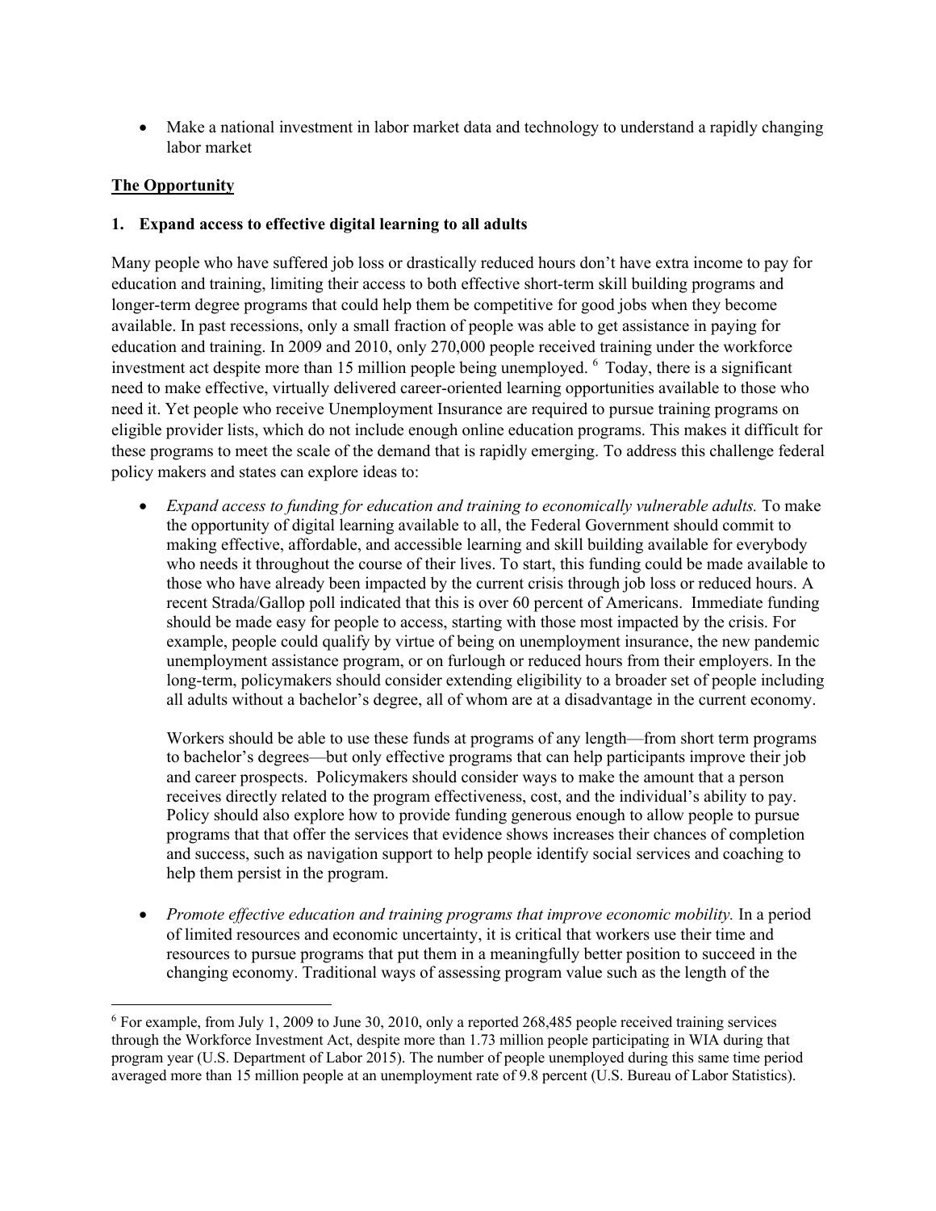- Make a national investment in labor market data and technology to understand a rapidly changing labor market

**The Opportunity**

**1. Expand access to effective digital learning to all adults**

Many people who have suffered job loss or drastically reduced hours don't have extra income to pay for education and training, limiting their access to both effective short-term skill building programs and longer-term degree programs that could help them be competitive for good jobs when they become available. In past recessions, only a small fraction of people was able to get assistance in paying for education and training. In 2009 and 2010, only 270,000 people received training under the workforce investment act despite more than 15 million people being unemployed. [6] Today, there is a significant need to make effective, virtually delivered career-oriented learning opportunities available to those who need it. Yet people who receive Unemployment Insurance are required to pursue training programs on eligible provider lists, which do not include enough online education programs. This makes it difficult for these programs to meet the scale of the demand that is rapidly emerging. To address this challenge federal policy makers and states can explore ideas to:

- *Expand access to funding for education and training to economically vulnerable adults.* To make the opportunity of digital learning available to all, the Federal Government should commit to making effective, affordable, and accessible learning and skill building available for everybody who needs it throughout the course of their lives. To start, this funding could be made available to those who have already been impacted by the current crisis through job loss or reduced hours. A recent Strada/Gallop poll indicated that this is over 60 percent of Americans. Immediate funding should be made easy for people to access, starting with those most impacted by the crisis. For example, people could qualify by virtue of being on unemployment insurance, the new pandemic unemployment assistance program, or on furlough or reduced hours from their employers. In the long-term, policymakers should consider extending eligibility to a broader set of people including all adults without a bachelor's degree, all of whom are at a disadvantage in the current economy.

  Workers should be able to use these funds at programs of any length—from short term programs to bachelor's degrees—but only effective programs that can help participants improve their job and career prospects. Policymakers should consider ways to make the amount that a person receives directly related to the program effectiveness, cost, and the individual's ability to pay. Policy should also explore how to provide funding generous enough to allow people to pursue programs that that offer the services that evidence shows increases their chances of completion and success, such as navigation support to help people identify social services and coaching to help them persist in the program.

- *Promote effective education and training programs that improve economic mobility.* In a period of limited resources and economic uncertainty, it is critical that workers use their time and resources to pursue programs that put them in a meaningfully better position to succeed in the changing economy. Traditional ways of assessing program value such as the length of the

---

[6] For example, from July 1, 2009 to June 30, 2010, only a reported 268,485 people received training services through the Workforce Investment Act, despite more than 1.73 million people participating in WIA during that program year (U.S. Department of Labor 2015). The number of people unemployed during this same time period averaged more than 15 million people at an unemployment rate of 9.8 percent (U.S. Bureau of Labor Statistics).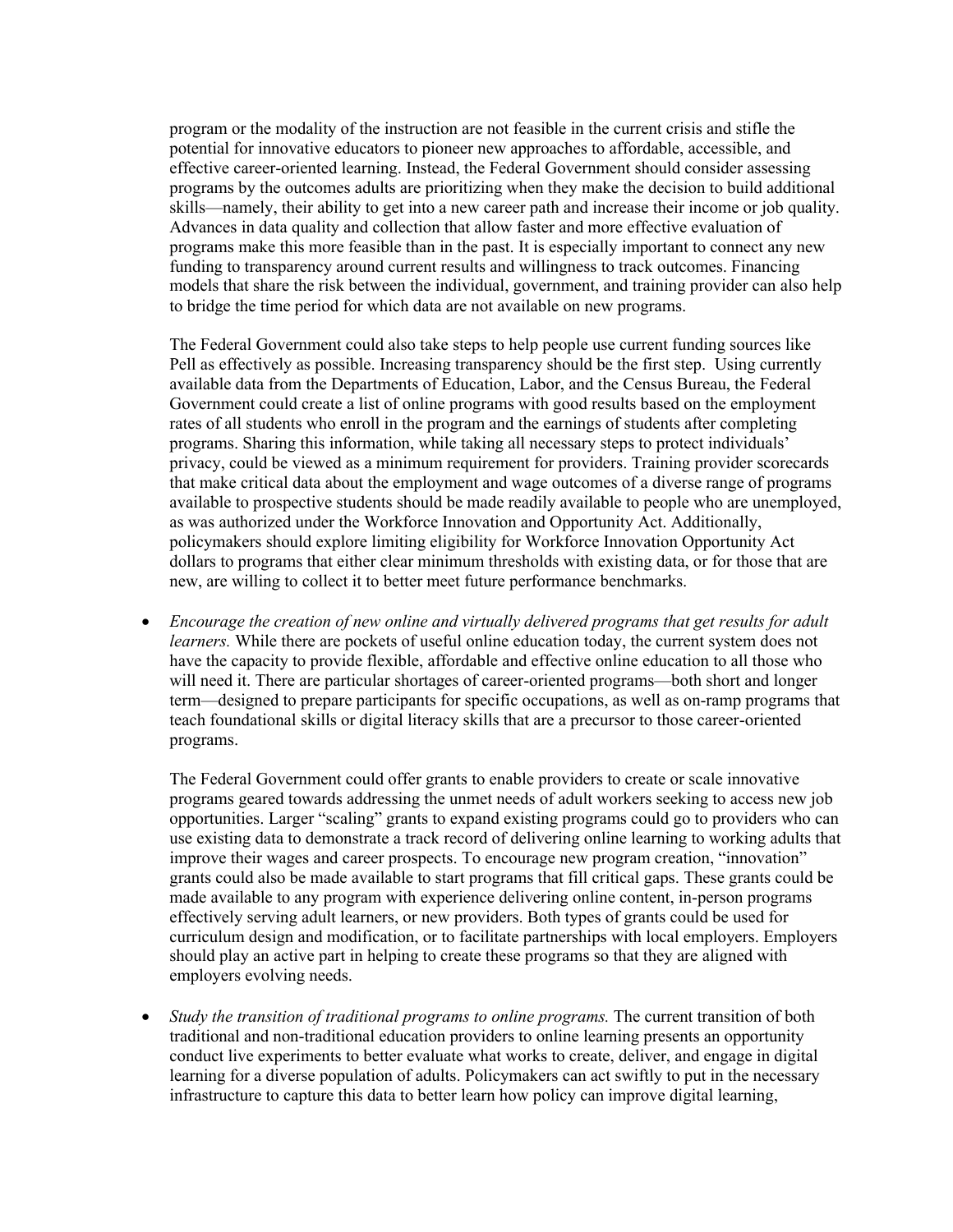program or the modality of the instruction are not feasible in the current crisis and stifle the potential for innovative educators to pioneer new approaches to affordable, accessible, and effective career-oriented learning. Instead, the Federal Government should consider assessing programs by the outcomes adults are prioritizing when they make the decision to build additional skills—namely, their ability to get into a new career path and increase their income or job quality. Advances in data quality and collection that allow faster and more effective evaluation of programs make this more feasible than in the past. It is especially important to connect any new funding to transparency around current results and willingness to track outcomes. Financing models that share the risk between the individual, government, and training provider can also help to bridge the time period for which data are not available on new programs.

The Federal Government could also take steps to help people use current funding sources like Pell as effectively as possible. Increasing transparency should be the first step. Using currently available data from the Departments of Education, Labor, and the Census Bureau, the Federal Government could create a list of online programs with good results based on the employment rates of all students who enroll in the program and the earnings of students after completing programs. Sharing this information, while taking all necessary steps to protect individuals' privacy, could be viewed as a minimum requirement for providers. Training provider scorecards that make critical data about the employment and wage outcomes of a diverse range of programs available to prospective students should be made readily available to people who are unemployed, as was authorized under the Workforce Innovation and Opportunity Act. Additionally, policymakers should explore limiting eligibility for Workforce Innovation Opportunity Act dollars to programs that either clear minimum thresholds with existing data, or for those that are new, are willing to collect it to better meet future performance benchmarks.

- *Encourage the creation of new online and virtually delivered programs that get results for adult learners.* While there are pockets of useful online education today, the current system does not have the capacity to provide flexible, affordable and effective online education to all those who will need it. There are particular shortages of career-oriented programs—both short and longer term—designed to prepare participants for specific occupations, as well as on-ramp programs that teach foundational skills or digital literacy skills that are a precursor to those career-oriented programs.

  The Federal Government could offer grants to enable providers to create or scale innovative programs geared towards addressing the unmet needs of adult workers seeking to access new job opportunities. Larger "scaling" grants to expand existing programs could go to providers who can use existing data to demonstrate a track record of delivering online learning to working adults that improve their wages and career prospects. To encourage new program creation, "innovation" grants could also be made available to start programs that fill critical gaps. These grants could be made available to any program with experience delivering online content, in-person programs effectively serving adult learners, or new providers. Both types of grants could be used for curriculum design and modification, or to facilitate partnerships with local employers. Employers should play an active part in helping to create these programs so that they are aligned with employers evolving needs.

- *Study the transition of traditional programs to online programs.* The current transition of both traditional and non-traditional education providers to online learning presents an opportunity conduct live experiments to better evaluate what works to create, deliver, and engage in digital learning for a diverse population of adults. Policymakers can act swiftly to put in the necessary infrastructure to capture this data to better learn how policy can improve digital learning,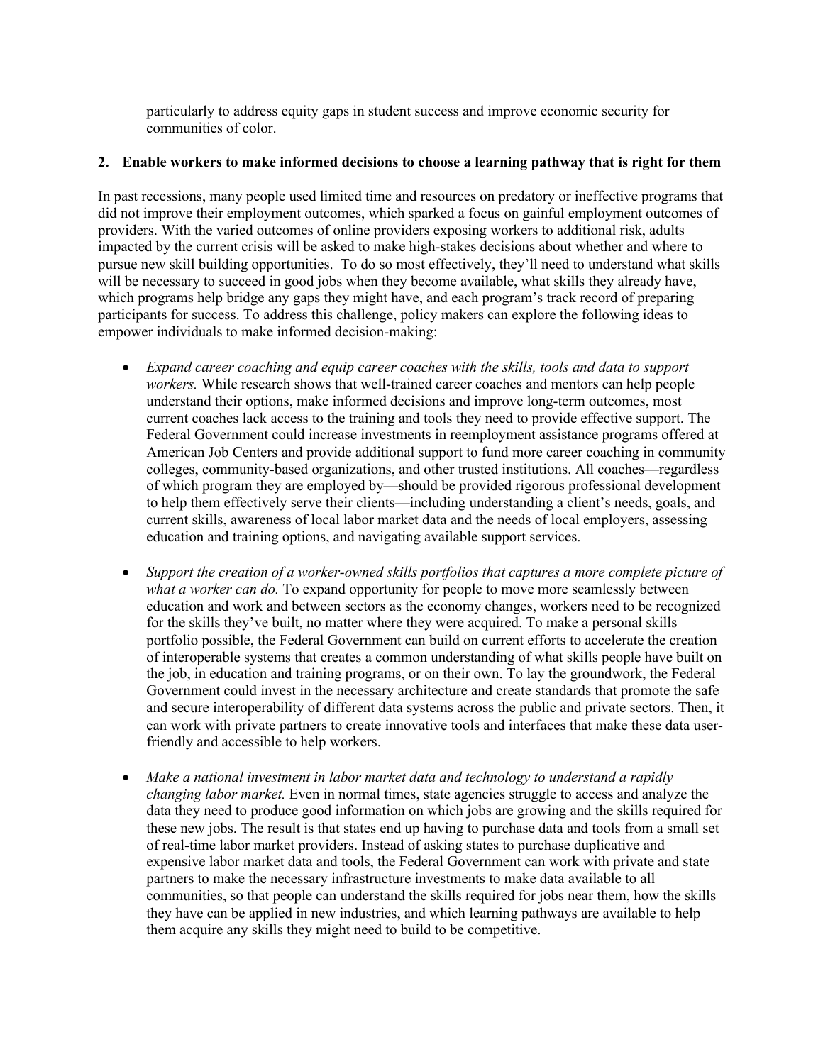particularly to address equity gaps in student success and improve economic security for communities of color.

## 2. Enable workers to make informed decisions to choose a learning pathway that is right for them

In past recessions, many people used limited time and resources on predatory or ineffective programs that did not improve their employment outcomes, which sparked a focus on gainful employment outcomes of providers. With the varied outcomes of online providers exposing workers to additional risk, adults impacted by the current crisis will be asked to make high-stakes decisions about whether and where to pursue new skill building opportunities. To do so most effectively, they'll need to understand what skills will be necessary to succeed in good jobs when they become available, what skills they already have, which programs help bridge any gaps they might have, and each program's track record of preparing participants for success. To address this challenge, policy makers can explore the following ideas to empower individuals to make informed decision-making:

- *Expand career coaching and equip career coaches with the skills, tools and data to support workers.* While research shows that well-trained career coaches and mentors can help people understand their options, make informed decisions and improve long-term outcomes, most current coaches lack access to the training and tools they need to provide effective support. The Federal Government could increase investments in reemployment assistance programs offered at American Job Centers and provide additional support to fund more career coaching in community colleges, community-based organizations, and other trusted institutions. All coaches—regardless of which program they are employed by—should be provided rigorous professional development to help them effectively serve their clients—including understanding a client's needs, goals, and current skills, awareness of local labor market data and the needs of local employers, assessing education and training options, and navigating available support services.

- *Support the creation of a worker-owned skills portfolios that captures a more complete picture of what a worker can do.* To expand opportunity for people to move more seamlessly between education and work and between sectors as the economy changes, workers need to be recognized for the skills they've built, no matter where they were acquired. To make a personal skills portfolio possible, the Federal Government can build on current efforts to accelerate the creation of interoperable systems that creates a common understanding of what skills people have built on the job, in education and training programs, or on their own. To lay the groundwork, the Federal Government could invest in the necessary architecture and create standards that promote the safe and secure interoperability of different data systems across the public and private sectors. Then, it can work with private partners to create innovative tools and interfaces that make these data user-friendly and accessible to help workers.

- *Make a national investment in labor market data and technology to understand a rapidly changing labor market.* Even in normal times, state agencies struggle to access and analyze the data they need to produce good information on which jobs are growing and the skills required for these new jobs. The result is that states end up having to purchase data and tools from a small set of real-time labor market providers. Instead of asking states to purchase duplicative and expensive labor market data and tools, the Federal Government can work with private and state partners to make the necessary infrastructure investments to make data available to all communities, so that people can understand the skills required for jobs near them, how the skills they have can be applied in new industries, and which learning pathways are available to help them acquire any skills they might need to build to be competitive.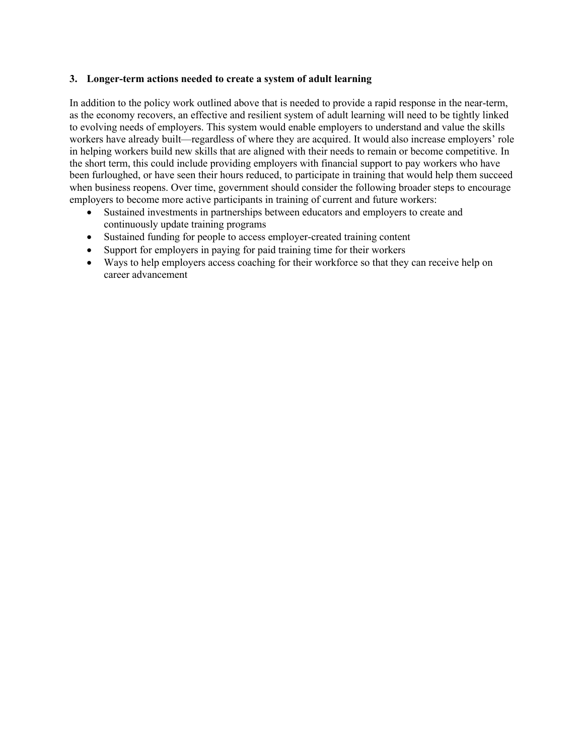### 3. Longer-term actions needed to create a system of adult learning

In addition to the policy work outlined above that is needed to provide a rapid response in the near-term, as the economy recovers, an effective and resilient system of adult learning will need to be tightly linked to evolving needs of employers. This system would enable employers to understand and value the skills workers have already built—regardless of where they are acquired. It would also increase employers' role in helping workers build new skills that are aligned with their needs to remain or become competitive. In the short term, this could include providing employers with financial support to pay workers who have been furloughed, or have seen their hours reduced, to participate in training that would help them succeed when business reopens. Over time, government should consider the following broader steps to encourage employers to become more active participants in training of current and future workers:

- Sustained investments in partnerships between educators and employers to create and continuously update training programs
- Sustained funding for people to access employer-created training content
- Support for employers in paying for paid training time for their workers
- Ways to help employers access coaching for their workforce so that they can receive help on career advancement